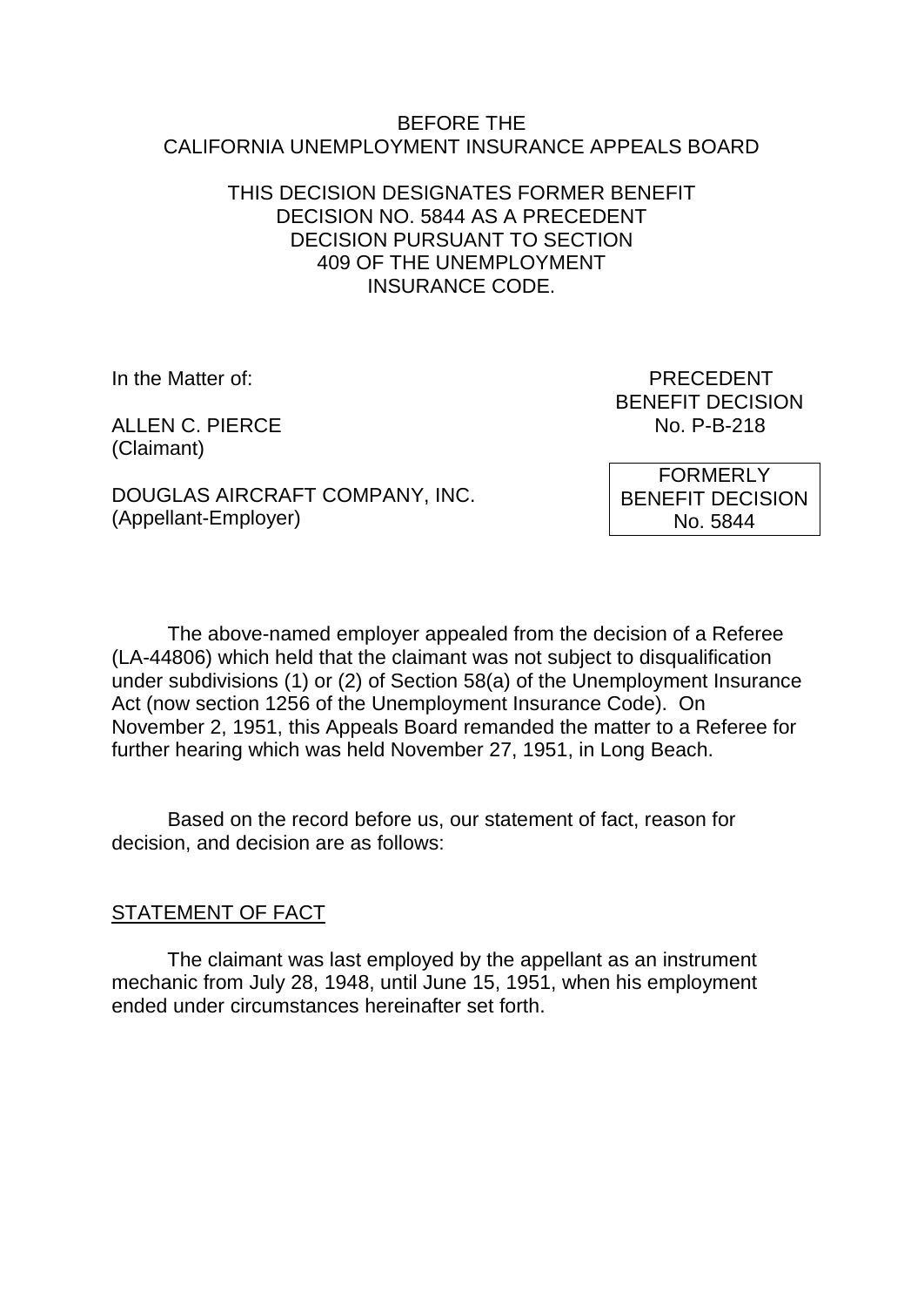BEFORE THE
CALIFORNIA UNEMPLOYMENT INSURANCE APPEALS BOARD

THIS DECISION DESIGNATES FORMER BENEFIT DECISION NO. 5844 AS A PRECEDENT DECISION PURSUANT TO SECTION 409 OF THE UNEMPLOYMENT INSURANCE CODE.

In the Matter of:

ALLEN C. PIERCE
(Claimant)

DOUGLAS AIRCRAFT COMPANY, INC.
(Appellant-Employer)

PRECEDENT
BENEFIT DECISION
No. P-B-218

FORMERLY
BENEFIT DECISION
No. 5844

The above-named employer appealed from the decision of a Referee (LA-44806) which held that the claimant was not subject to disqualification under subdivisions (1) or (2) of Section 58(a) of the Unemployment Insurance Act (now section 1256 of the Unemployment Insurance Code). On November 2, 1951, this Appeals Board remanded the matter to a Referee for further hearing which was held November 27, 1951, in Long Beach.

Based on the record before us, our statement of fact, reason for decision, and decision are as follows:

## STATEMENT OF FACT

The claimant was last employed by the appellant as an instrument mechanic from July 28, 1948, until June 15, 1951, when his employment ended under circumstances hereinafter set forth.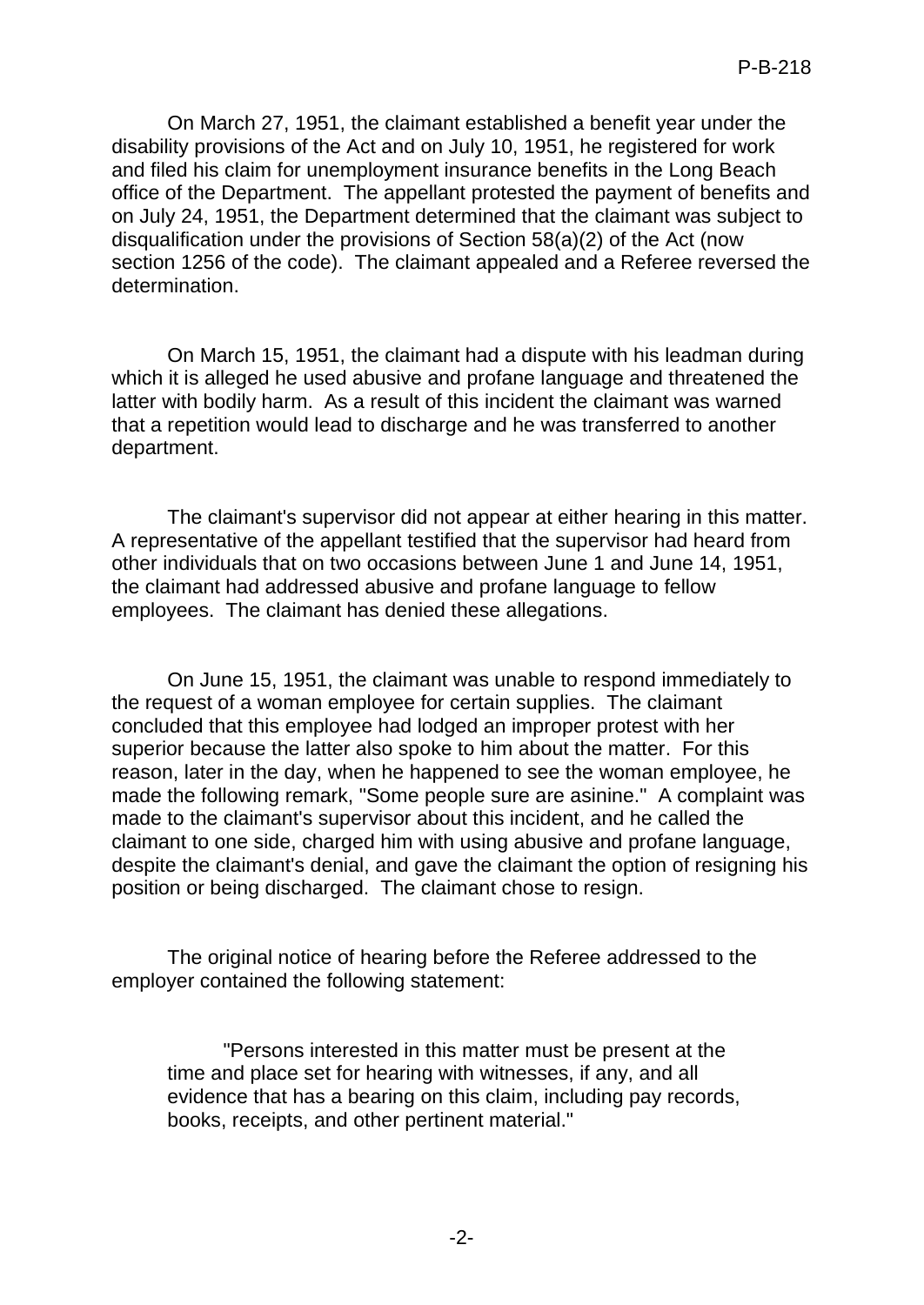On March 27, 1951, the claimant established a benefit year under the disability provisions of the Act and on July 10, 1951, he registered for work and filed his claim for unemployment insurance benefits in the Long Beach office of the Department. The appellant protested the payment of benefits and on July 24, 1951, the Department determined that the claimant was subject to disqualification under the provisions of Section 58(a)(2) of the Act (now section 1256 of the code). The claimant appealed and a Referee reversed the determination.

On March 15, 1951, the claimant had a dispute with his leadman during which it is alleged he used abusive and profane language and threatened the latter with bodily harm. As a result of this incident the claimant was warned that a repetition would lead to discharge and he was transferred to another department.

The claimant's supervisor did not appear at either hearing in this matter. A representative of the appellant testified that the supervisor had heard from other individuals that on two occasions between June 1 and June 14, 1951, the claimant had addressed abusive and profane language to fellow employees. The claimant has denied these allegations.

On June 15, 1951, the claimant was unable to respond immediately to the request of a woman employee for certain supplies. The claimant concluded that this employee had lodged an improper protest with her superior because the latter also spoke to him about the matter. For this reason, later in the day, when he happened to see the woman employee, he made the following remark, "Some people sure are asinine." A complaint was made to the claimant's supervisor about this incident, and he called the claimant to one side, charged him with using abusive and profane language, despite the claimant's denial, and gave the claimant the option of resigning his position or being discharged. The claimant chose to resign.

The original notice of hearing before the Referee addressed to the employer contained the following statement:

> "Persons interested in this matter must be present at the time and place set for hearing with witnesses, if any, and all evidence that has a bearing on this claim, including pay records, books, receipts, and other pertinent material."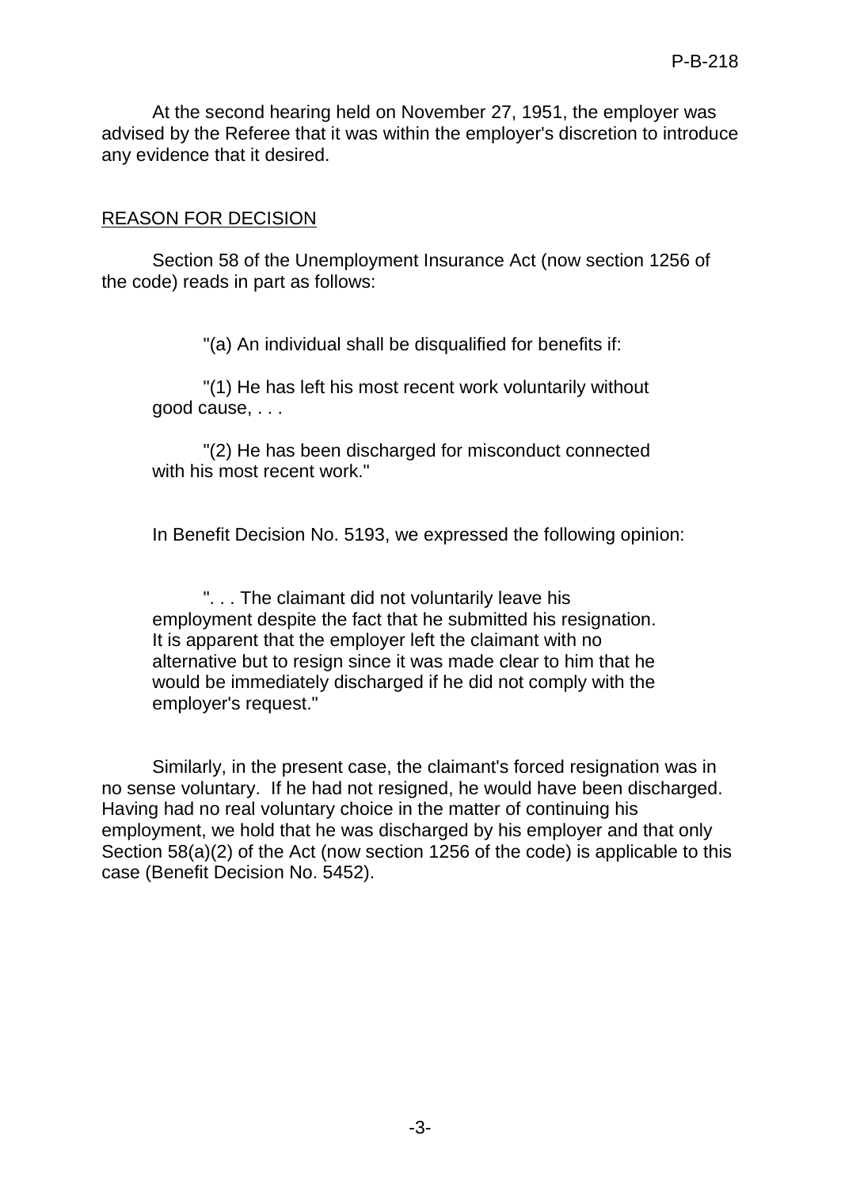At the second hearing held on November 27, 1951, the employer was advised by the Referee that it was within the employer's discretion to introduce any evidence that it desired.

## REASON FOR DECISION

Section 58 of the Unemployment Insurance Act (now section 1256 of the code) reads in part as follows:

> "(a) An individual shall be disqualified for benefits if:
>
> "(1) He has left his most recent work voluntarily without good cause, . . .
>
> "(2) He has been discharged for misconduct connected with his most recent work."

In Benefit Decision No. 5193, we expressed the following opinion:

> ". . . The claimant did not voluntarily leave his employment despite the fact that he submitted his resignation. It is apparent that the employer left the claimant with no alternative but to resign since it was made clear to him that he would be immediately discharged if he did not comply with the employer's request."

Similarly, in the present case, the claimant's forced resignation was in no sense voluntary. If he had not resigned, he would have been discharged. Having had no real voluntary choice in the matter of continuing his employment, we hold that he was discharged by his employer and that only Section 58(a)(2) of the Act (now section 1256 of the code) is applicable to this case (Benefit Decision No. 5452).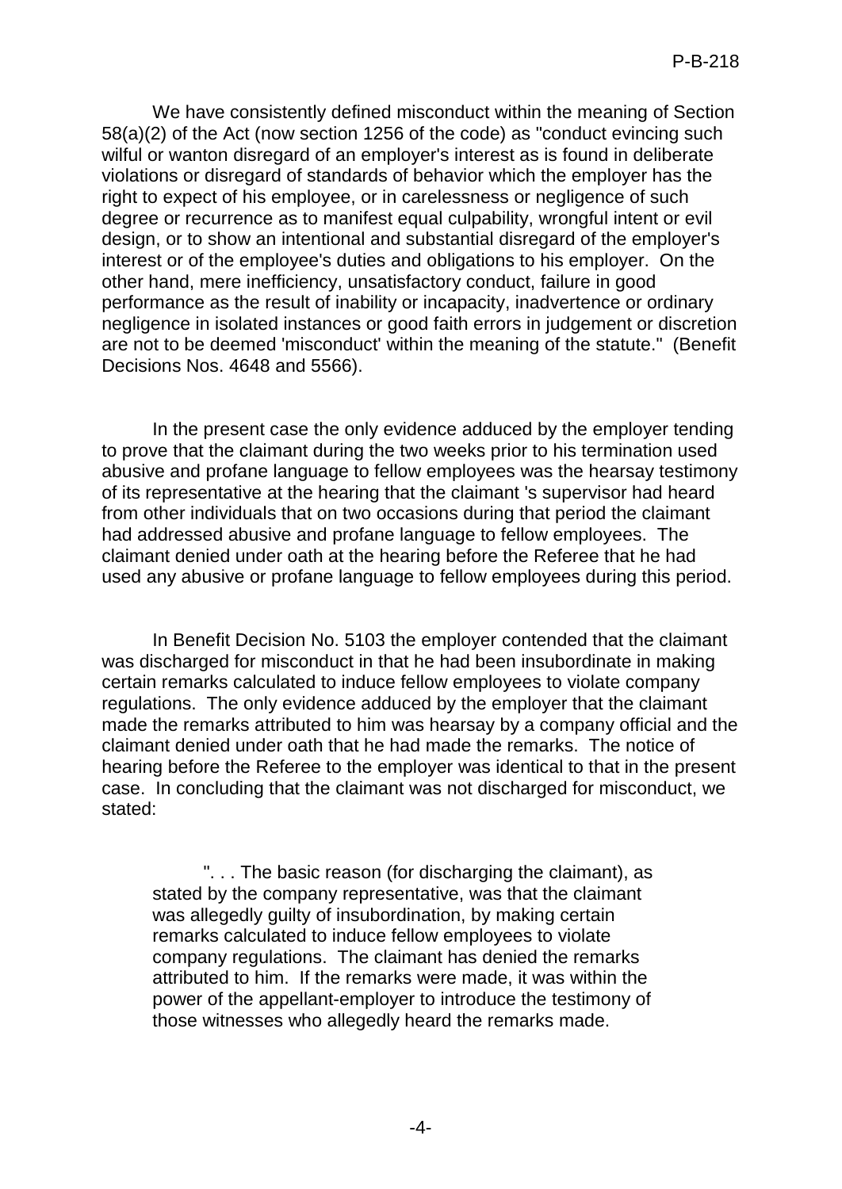We have consistently defined misconduct within the meaning of Section 58(a)(2) of the Act (now section 1256 of the code) as "conduct evincing such wilful or wanton disregard of an employer's interest as is found in deliberate violations or disregard of standards of behavior which the employer has the right to expect of his employee, or in carelessness or negligence of such degree or recurrence as to manifest equal culpability, wrongful intent or evil design, or to show an intentional and substantial disregard of the employer's interest or of the employee's duties and obligations to his employer. On the other hand, mere inefficiency, unsatisfactory conduct, failure in good performance as the result of inability or incapacity, inadvertence or ordinary negligence in isolated instances or good faith errors in judgement or discretion are not to be deemed 'misconduct' within the meaning of the statute." (Benefit Decisions Nos. 4648 and 5566).

In the present case the only evidence adduced by the employer tending to prove that the claimant during the two weeks prior to his termination used abusive and profane language to fellow employees was the hearsay testimony of its representative at the hearing that the claimant 's supervisor had heard from other individuals that on two occasions during that period the claimant had addressed abusive and profane language to fellow employees. The claimant denied under oath at the hearing before the Referee that he had used any abusive or profane language to fellow employees during this period.

In Benefit Decision No. 5103 the employer contended that the claimant was discharged for misconduct in that he had been insubordinate in making certain remarks calculated to induce fellow employees to violate company regulations. The only evidence adduced by the employer that the claimant made the remarks attributed to him was hearsay by a company official and the claimant denied under oath that he had made the remarks. The notice of hearing before the Referee to the employer was identical to that in the present case. In concluding that the claimant was not discharged for misconduct, we stated:

> ". . . The basic reason (for discharging the claimant), as stated by the company representative, was that the claimant was allegedly guilty of insubordination, by making certain remarks calculated to induce fellow employees to violate company regulations. The claimant has denied the remarks attributed to him. If the remarks were made, it was within the power of the appellant-employer to introduce the testimony of those witnesses who allegedly heard the remarks made.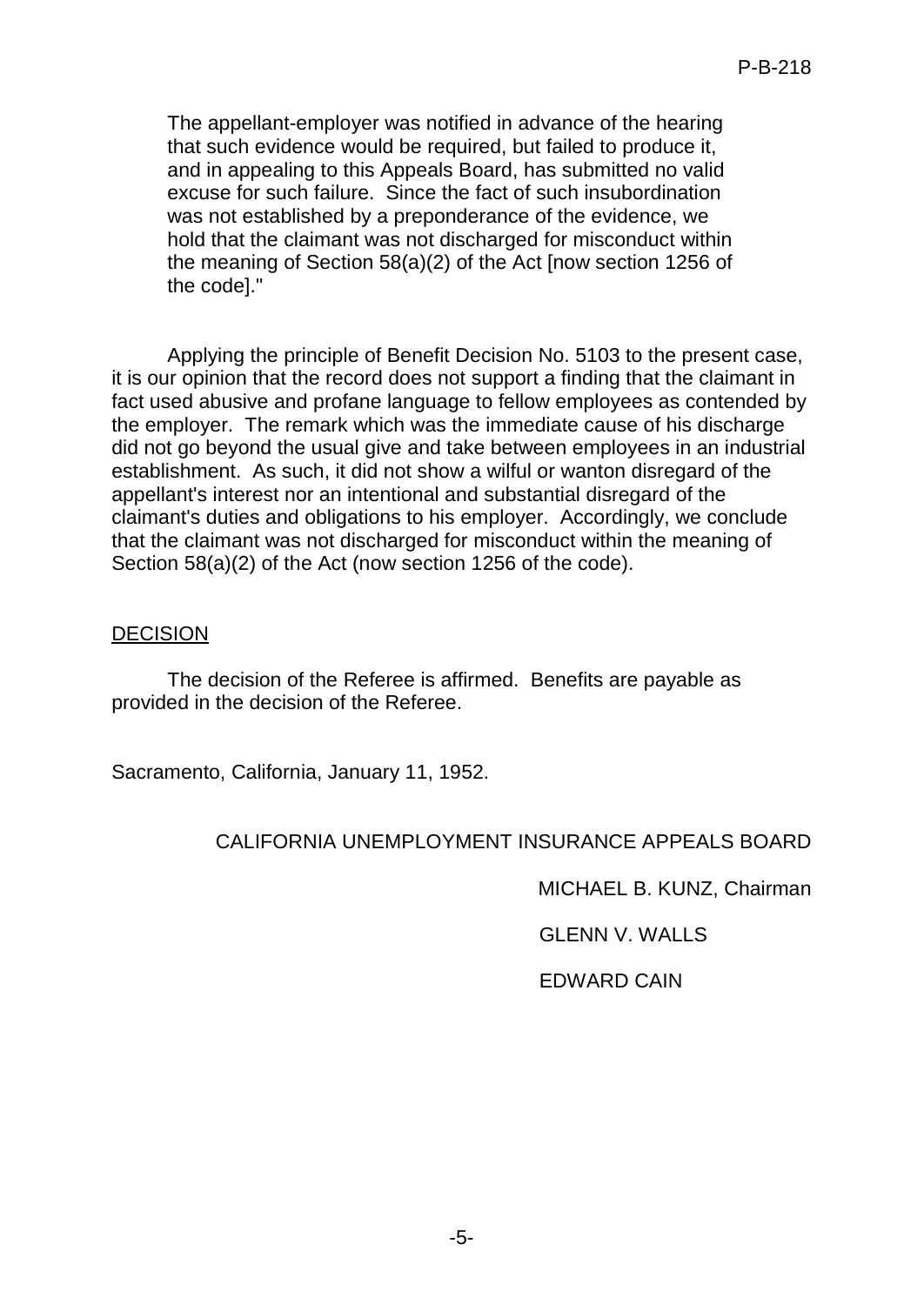> The appellant-employer was notified in advance of the hearing that such evidence would be required, but failed to produce it, and in appealing to this Appeals Board, has submitted no valid excuse for such failure. Since the fact of such insubordination was not established by a preponderance of the evidence, we hold that the claimant was not discharged for misconduct within the meaning of Section 58(a)(2) of the Act [now section 1256 of the code]."

Applying the principle of Benefit Decision No. 5103 to the present case, it is our opinion that the record does not support a finding that the claimant in fact used abusive and profane language to fellow employees as contended by the employer. The remark which was the immediate cause of his discharge did not go beyond the usual give and take between employees in an industrial establishment. As such, it did not show a wilful or wanton disregard of the appellant's interest nor an intentional and substantial disregard of the claimant's duties and obligations to his employer. Accordingly, we conclude that the claimant was not discharged for misconduct within the meaning of Section 58(a)(2) of the Act (now section 1256 of the code).

## DECISION

The decision of the Referee is affirmed. Benefits are payable as provided in the decision of the Referee.

Sacramento, California, January 11, 1952.

CALIFORNIA UNEMPLOYMENT INSURANCE APPEALS BOARD

MICHAEL B. KUNZ, Chairman

GLENN V. WALLS

EDWARD CAIN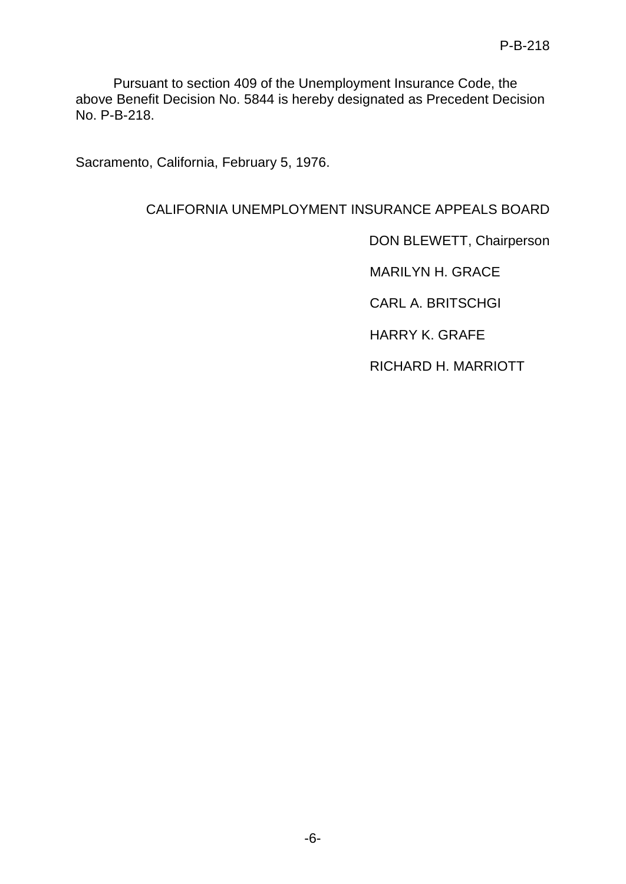Pursuant to section 409 of the Unemployment Insurance Code, the above Benefit Decision No. 5844 is hereby designated as Precedent Decision No. P-B-218.

Sacramento, California, February 5, 1976.

CALIFORNIA UNEMPLOYMENT INSURANCE APPEALS BOARD

DON BLEWETT, Chairperson

MARILYN H. GRACE

CARL A. BRITSCHGI

HARRY K. GRAFE

RICHARD H. MARRIOTT